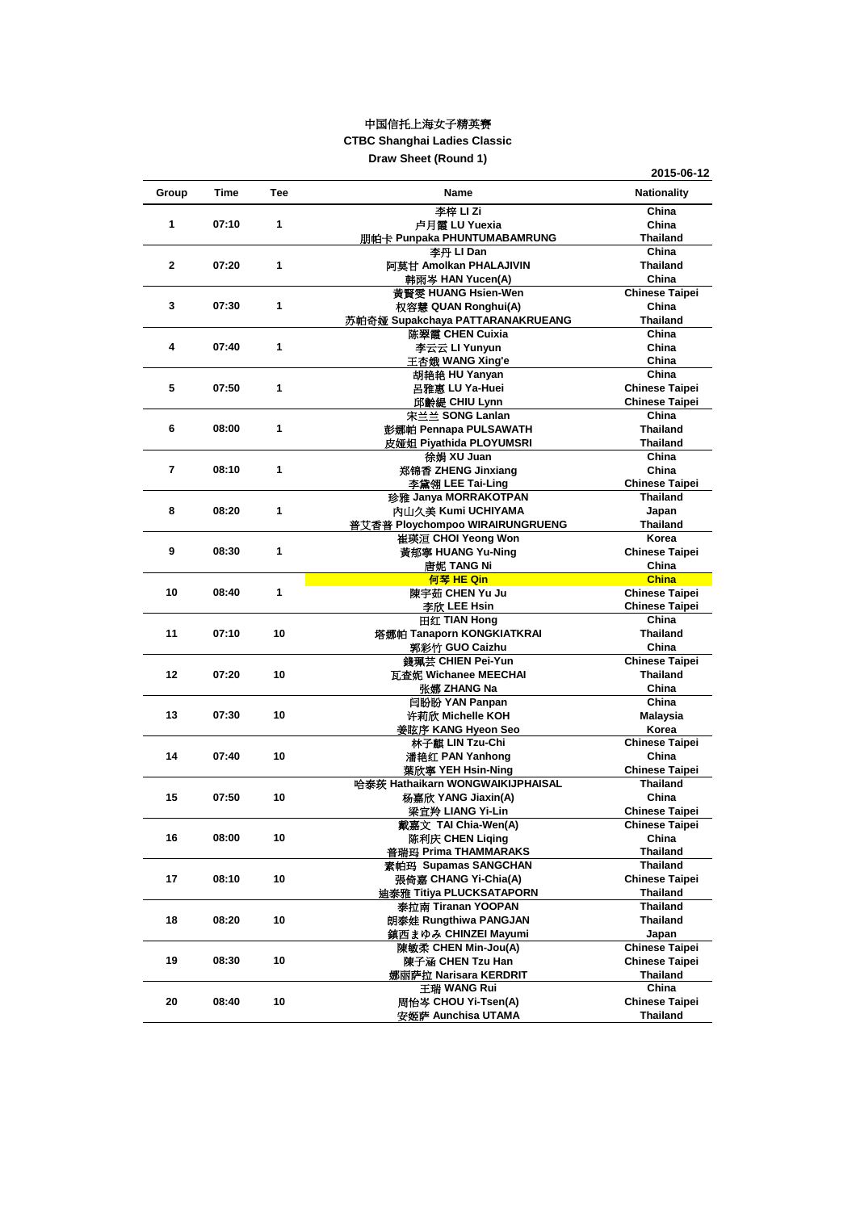中国信托上海女子精英赛

**CTBC Shanghai Ladies Classic**

**Draw Sheet (Round 1)**

**2015-06-12**

| Group | Time | Tee | Name | Nationality |
|---|---|---|---|---|
| 1 | 07:10 | 1 | 李梓 LI Zi | China |
| | | | 卢月霞 LU Yuexia | China |
| | | | 朋帕卡 Punpaka PHUNTUMABAMRUNG | Thailand |
| 2 | 07:20 | 1 | 李丹 LI Dan | China |
| | | | 阿莫甘 Amolkan PHALAJIVIN | Thailand |
| | | | 韩雨岑 HAN Yucen(A) | China |
| 3 | 07:30 | 1 | 黃賢雯 HUANG Hsien-Wen | Chinese Taipei |
| | | | 权容慧 QUAN Ronghui(A) | China |
| | | | 苏帕奇娅 Supakchaya PATTARANAKRUEANG | Thailand |
| 4 | 07:40 | 1 | 陈翠霞 CHEN Cuixia | China |
| | | | 李云云 LI Yunyun | China |
| | | | 王杏娥 WANG Xing'e | China |
| 5 | 07:50 | 1 | 胡艳艳 HU Yanyan | China |
| | | | 呂雅惠 LU Ya-Huei | Chinese Taipei |
| | | | 邱齡緹 CHIU Lynn | Chinese Taipei |
| 6 | 08:00 | 1 | 宋兰兰 SONG Lanlan | China |
| | | | 彭娜帕 Pennapa PULSAWATH | Thailand |
| | | | 皮娅妲 Piyathida PLOYUMSRI | Thailand |
| 7 | 08:10 | 1 | 徐娟 XU Juan | China |
| | | | 郑锦香 ZHENG Jinxiang | China |
| | | | 李黛翎 LEE Tai-Ling | Chinese Taipei |
| 8 | 08:20 | 1 | 珍雅 Janya MORRAKOTPAN | Thailand |
| | | | 内山久美 Kumi UCHIYAMA | Japan |
| | | | 普艾香普 Ploychompoo WIRAIRUNGRUENG | Thailand |
| 9 | 08:30 | 1 | 崔瑛洹 CHOI Yeong Won | Korea |
| | | | 黃郁寧 HUANG Yu-Ning | Chinese Taipei |
| | | | 唐妮 TANG Ni | China |
| 10 | 08:40 | 1 | 何琴 HE Qin | China |
| | | | 陳宇茹 CHEN Yu Ju | Chinese Taipei |
| | | | 李欣 LEE Hsin | Chinese Taipei |
| 11 | 07:10 | 10 | 田红 TIAN Hong | China |
| | | | 塔娜帕 Tanaporn KONGKIATKRAI | Thailand |
| | | | 郭彩竹 GUO Caizhu | China |
| 12 | 07:20 | 10 | 錢珮芸 CHIEN Pei-Yun | Chinese Taipei |
| | | | 瓦查妮 Wichanee MEECHAI | Thailand |
| | | | 张娜 ZHANG Na | China |
| 13 | 07:30 | 10 | 闫盼盼 YAN Panpan | China |
| | | | 许莉欣 Michelle KOH | Malaysia |
| | | | 姜眩序 KANG Hyeon Seo | Korea |
| 14 | 07:40 | 10 | 林子麒 LIN Tzu-Chi | Chinese Taipei |
| | | | 潘艳红 PAN Yanhong | China |
| | | | 葉欣寧 YEH Hsin-Ning | Chinese Taipei |
| 15 | 07:50 | 10 | 哈泰莰 Hathaikarn WONGWAIKIJPHAISAL | Thailand |
| | | | 杨嘉欣 YANG Jiaxin(A) | China |
| | | | 梁宜羚 LIANG Yi-Lin | Chinese Taipei |
| 16 | 08:00 | 10 | 戴嘉文 TAI Chia-Wen(A) | Chinese Taipei |
| | | | 陈利庆 CHEN Liqing | China |
| | | | 普瑞玛 Prima THAMMARAKS | Thailand |
| 17 | 08:10 | 10 | 素帕玛 Supamas SANGCHAN | Thailand |
| | | | 張倚嘉 CHANG Yi-Chia(A) | Chinese Taipei |
| | | | 迪泰雅 Titiya PLUCKSATAPORN | Thailand |
| 18 | 08:20 | 10 | 泰拉南 Tiranan YOOPAN | Thailand |
| | | | 朗泰娃 Rungthiwa PANGJAN | Thailand |
| | | | 鎮西まゆみ CHINZEI Mayumi | Japan |
| 19 | 08:30 | 10 | 陳敏柔 CHEN Min-Jou(A) | Chinese Taipei |
| | | | 陳子涵 CHEN Tzu Han | Chinese Taipei |
| | | | 娜丽萨拉 Narisara KERDRIT | Thailand |
| 20 | 08:40 | 10 | 王瑞 WANG Rui | China |
| | | | 周怡岑 CHOU Yi-Tsen(A) | Chinese Taipei |
| | | | 安姬萨 Aunchisa UTAMA | Thailand |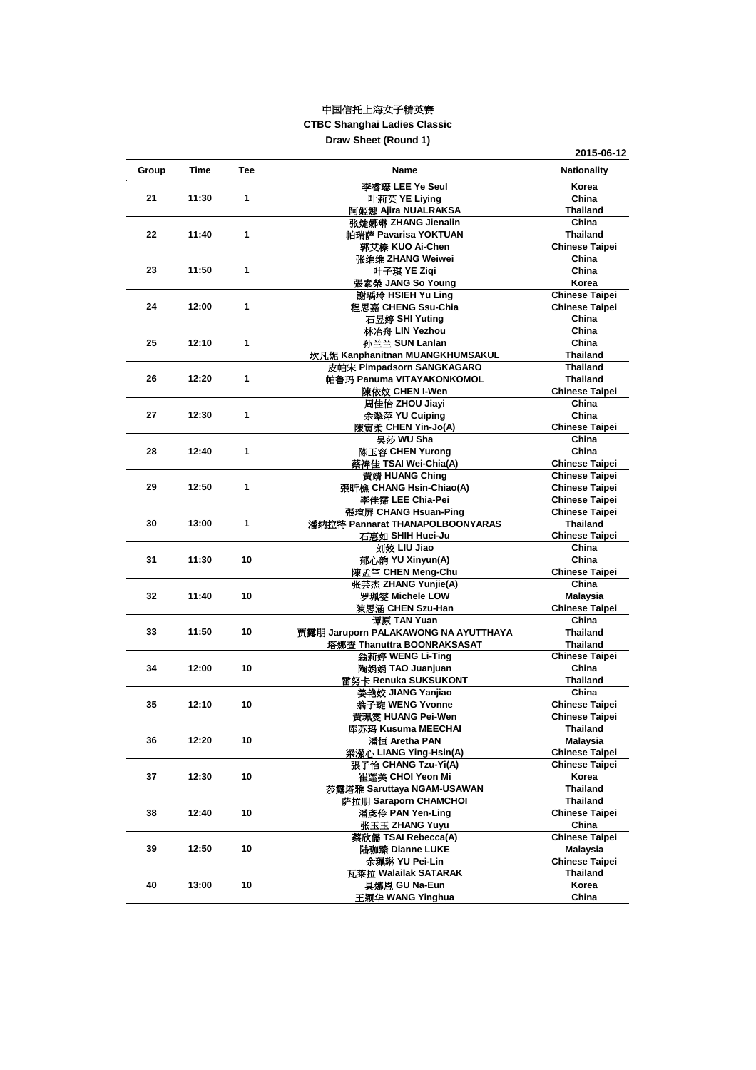中国信托上海女子精英赛

**CTBC Shanghai Ladies Classic**

**Draw Sheet (Round 1)**

**2015-06-12**

| Group | Time | Tee | Name | Nationality |
|---|---|---|---|---|
| 21 | 11:30 | 1 | 李睿璱 LEE Ye Seul | Korea |
| | | | 叶莉英 YE Liying | China |
| | | | 阿姬娜 Ajira NUALRAKSA | Thailand |
| 22 | 11:40 | 1 | 张婕娜琳 ZHANG Jienalin | China |
| | | | 帕瑞萨 Pavarisa YOKTUAN | Thailand |
| | | | 郭艾榛 KUO Ai-Chen | Chinese Taipei |
| 23 | 11:50 | 1 | 张维维 ZHANG Weiwei | China |
| | | | 叶子琪 YE Ziqi | China |
| | | | 張素榮 JANG So Young | Korea |
| 24 | 12:00 | 1 | 謝瑀玲 HSIEH Yu Ling | Chinese Taipei |
| | | | 程思嘉 CHENG Ssu-Chia | Chinese Taipei |
| | | | 石昱婷 SHI Yuting | China |
| 25 | 12:10 | 1 | 林冶舟 LIN Yezhou | China |
| | | | 孙兰兰 SUN Lanlan | China |
| | | | 坎凡妮 Kanphanitnan MUANGKHUMSAKUL | Thailand |
| 26 | 12:20 | 1 | 皮帕宋 Pimpadsorn SANGKAGARO | Thailand |
| | | | 帕鲁玛 Panuma VITAYAKONKOMOL | Thailand |
| | | | 陳依妏 CHEN I-Wen | Chinese Taipei |
| 27 | 12:30 | 1 | 周佳怡 ZHOU Jiayi | China |
| | | | 余翠萍 YU Cuiping | China |
| | | | 陳寅柔 CHEN Yin-Jo(A) | Chinese Taipei |
| 28 | 12:40 | 1 | 吴莎 WU Sha | China |
| | | | 陈玉容 CHEN Yurong | China |
| | | | 蔡褘佳 TSAI Wei-Chia(A) | Chinese Taipei |
| 29 | 12:50 | 1 | 黃靖 HUANG Ching | Chinese Taipei |
| | | | 張昕樵 CHANG Hsin-Chiao(A) | Chinese Taipei |
| | | | 李佳霈 LEE Chia-Pei | Chinese Taipei |
| 30 | 13:00 | 1 | 張瑄屏 CHANG Hsuan-Ping | Chinese Taipei |
| | | | 潘纳拉特 Pannarat THANAPOLBOONYARAS | Thailand |
| | | | 石惠如 SHIH Huei-Ju | Chinese Taipei |
| 31 | 11:30 | 10 | 刘姣 LIU Jiao | China |
| | | | 郁心韵 YU Xinyun(A) | China |
| | | | 陳孟竺 CHEN Meng-Chu | Chinese Taipei |
| 32 | 11:40 | 10 | 张芸杰 ZHANG Yunjie(A) | China |
| | | | 罗珮雯 Michele LOW | Malaysia |
| | | | 陳思涵 CHEN Szu-Han | Chinese Taipei |
| 33 | 11:50 | 10 | 谭原 TAN Yuan | China |
| | | | 贾露朋 Jaruporn PALAKAWONG NA AYUTTHAYA | Thailand |
| | | | 塔娜查 Thanuttra BOONRAKSASAT | Thailand |
| 34 | 12:00 | 10 | 翁莉婷 WENG Li-Ting | Chinese Taipei |
| | | | 陶娟娟 TAO Juanjuan | China |
| | | | 雷努卡 Renuka SUKSUKONT | Thailand |
| 35 | 12:10 | 10 | 姜艳姣 JIANG Yanjiao | China |
| | | | 翁子琁 WENG Yvonne | Chinese Taipei |
| | | | 黃珮雯 HUANG Pei-Wen | Chinese Taipei |
| 36 | 12:20 | 10 | 库苏玛 Kusuma MEECHAI | Thailand |
| | | | 潘恒 Aretha PAN | Malaysia |
| | | | 梁瀅心 LIANG Ying-Hsin(A) | Chinese Taipei |
| 37 | 12:30 | 10 | 張子怡 CHANG Tzu-Yi(A) | Chinese Taipei |
| | | | 崔莲美 CHOI Yeon Mi | Korea |
| | | | 莎露塔雅 Saruttaya NGAM-USAWAN | Thailand |
| 38 | 12:40 | 10 | 萨拉朋 Saraporn CHAMCHOI | Thailand |
| | | | 潘彥伶 PAN Yen-Ling | Chinese Taipei |
| | | | 张玉玉 ZHANG Yuyu | China |
| 39 | 12:50 | 10 | 蔡欣儒 TSAI Rebecca(A) | Chinese Taipei |
| | | | 陆珈臻 Dianne LUKE | Malaysia |
| | | | 余珮琳 YU Pei-Lin | Chinese Taipei |
| 40 | 13:00 | 10 | 瓦莱拉 Walailak SATARAK | Thailand |
| | | | 具娜恩 GU Na-Eun | Korea |
| | | | 王颖华 WANG Yinghua | China |